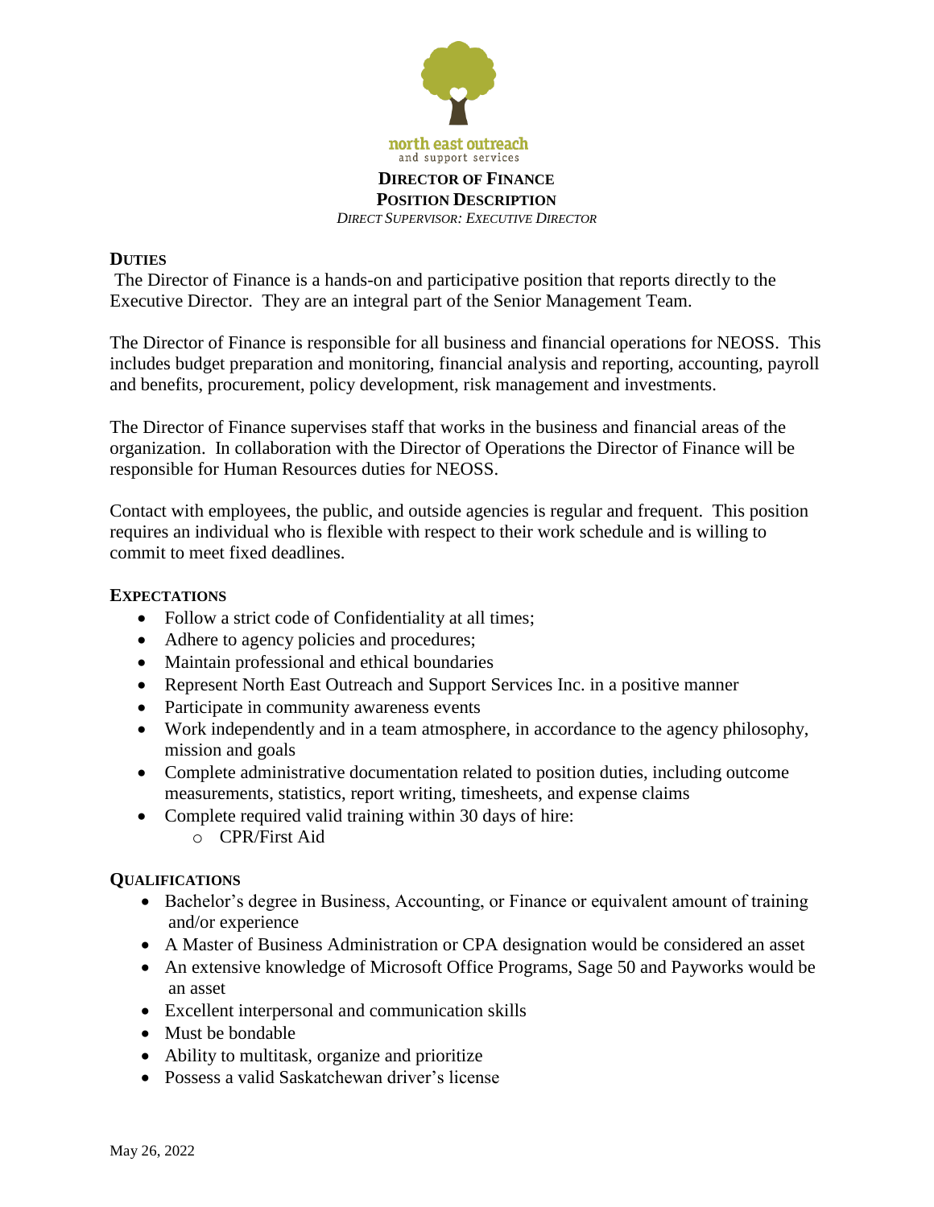north east outreach
and support services

# DIRECTOR OF FINANCE
# POSITION DESCRIPTION

*DIRECT SUPERVISOR: EXECUTIVE DIRECTOR*

## DUTIES

The Director of Finance is a hands-on and participative position that reports directly to the Executive Director. They are an integral part of the Senior Management Team.

The Director of Finance is responsible for all business and financial operations for NEOSS. This includes budget preparation and monitoring, financial analysis and reporting, accounting, payroll and benefits, procurement, policy development, risk management and investments.

The Director of Finance supervises staff that works in the business and financial areas of the organization. In collaboration with the Director of Operations the Director of Finance will be responsible for Human Resources duties for NEOSS.

Contact with employees, the public, and outside agencies is regular and frequent. This position requires an individual who is flexible with respect to their work schedule and is willing to commit to meet fixed deadlines.

## EXPECTATIONS

- Follow a strict code of Confidentiality at all times;
- Adhere to agency policies and procedures;
- Maintain professional and ethical boundaries
- Represent North East Outreach and Support Services Inc. in a positive manner
- Participate in community awareness events
- Work independently and in a team atmosphere, in accordance to the agency philosophy, mission and goals
- Complete administrative documentation related to position duties, including outcome measurements, statistics, report writing, timesheets, and expense claims
- Complete required valid training within 30 days of hire:
  - CPR/First Aid

## QUALIFICATIONS

- Bachelor's degree in Business, Accounting, or Finance or equivalent amount of training and/or experience
- A Master of Business Administration or CPA designation would be considered an asset
- An extensive knowledge of Microsoft Office Programs, Sage 50 and Payworks would be an asset
- Excellent interpersonal and communication skills
- Must be bondable
- Ability to multitask, organize and prioritize
- Possess a valid Saskatchewan driver's license

May 26, 2022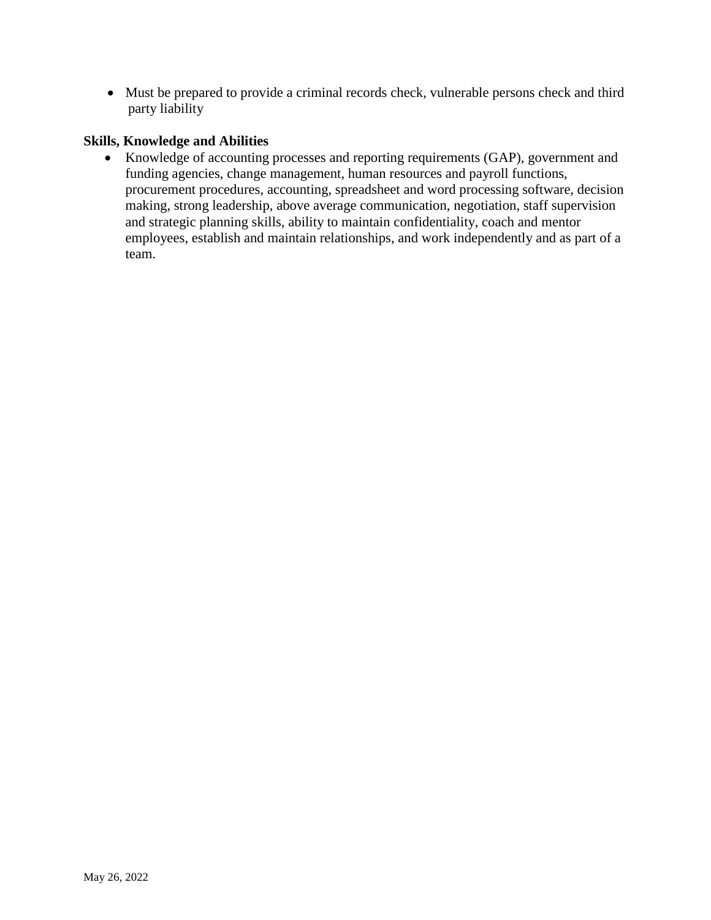- Must be prepared to provide a criminal records check, vulnerable persons check and third party liability

**Skills, Knowledge and Abilities**

- Knowledge of accounting processes and reporting requirements (GAP), government and funding agencies, change management, human resources and payroll functions, procurement procedures, accounting, spreadsheet and word processing software, decision making, strong leadership, above average communication, negotiation, staff supervision and strategic planning skills, ability to maintain confidentiality, coach and mentor employees, establish and maintain relationships, and work independently and as part of a team.

May 26, 2022